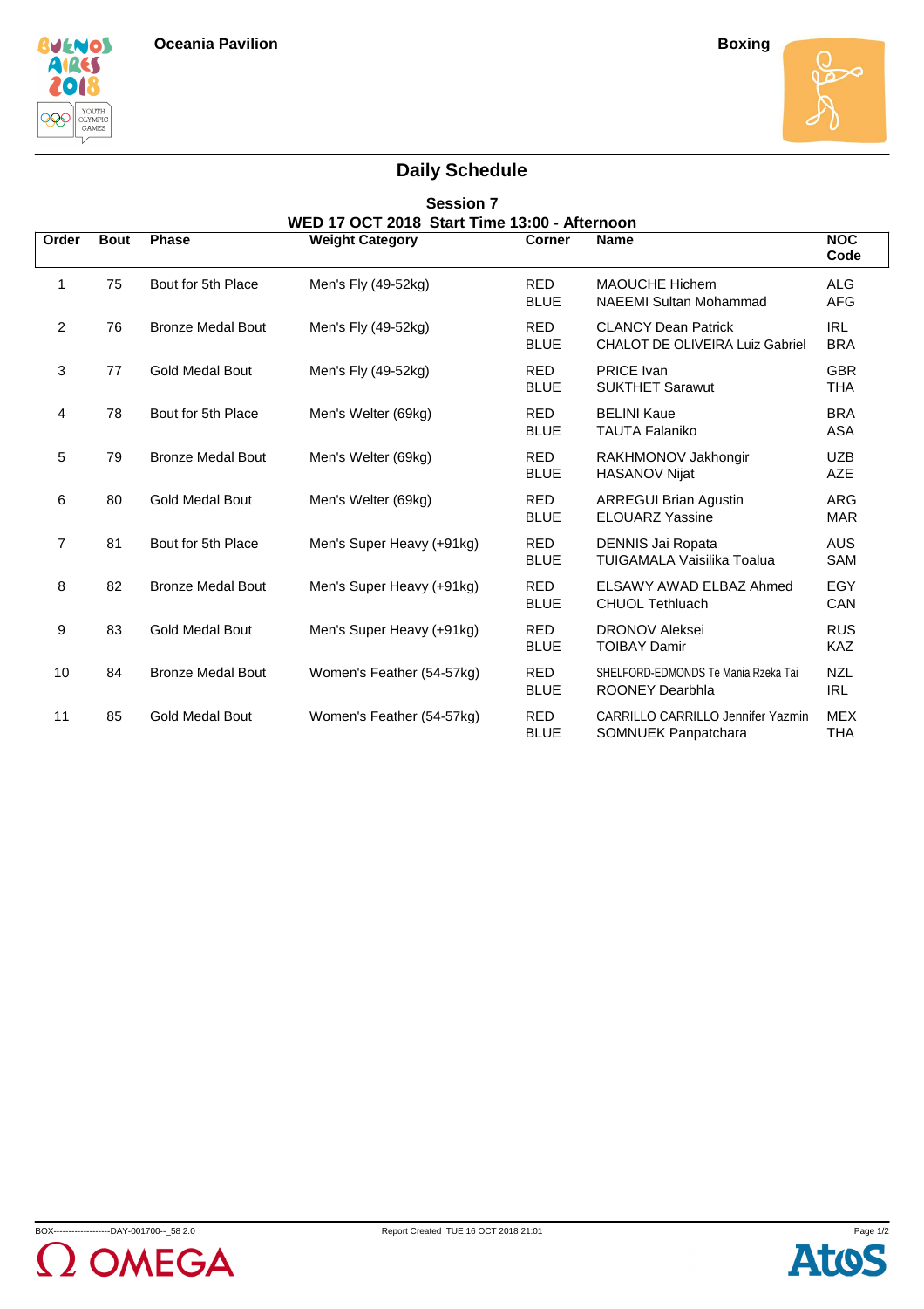Oceania Pavilion

Boxing

## Daily Schedule

**Session 7**

**WED 17 OCT 2018 Start Time 13:00 - Afternoon**

| Order | Bout | Phase | Weight Category | Corner | Name | NOC Code |
|---|---|---|---|---|---|---|
| 1 | 75 | Bout for 5th Place | Men's Fly (49-52kg) | RED<br>BLUE | MAOUCHE Hichem<br>NAEEMI Sultan Mohammad | ALG<br>AFG |
| 2 | 76 | Bronze Medal Bout | Men's Fly (49-52kg) | RED<br>BLUE | CLANCY Dean Patrick<br>CHALOT DE OLIVEIRA Luiz Gabriel | IRL<br>BRA |
| 3 | 77 | Gold Medal Bout | Men's Fly (49-52kg) | RED<br>BLUE | PRICE Ivan<br>SUKTHET Sarawut | GBR<br>THA |
| 4 | 78 | Bout for 5th Place | Men's Welter (69kg) | RED<br>BLUE | BELINI Kaue<br>TAUTA Falaniko | BRA<br>ASA |
| 5 | 79 | Bronze Medal Bout | Men's Welter (69kg) | RED<br>BLUE | RAKHMONOV Jakhongir<br>HASANOV Nijat | UZB<br>AZE |
| 6 | 80 | Gold Medal Bout | Men's Welter (69kg) | RED<br>BLUE | ARREGUI Brian Agustin<br>ELOUARZ Yassine | ARG<br>MAR |
| 7 | 81 | Bout for 5th Place | Men's Super Heavy (+91kg) | RED<br>BLUE | DENNIS Jai Ropata<br>TUIGAMALA Vaisilika Toalua | AUS<br>SAM |
| 8 | 82 | Bronze Medal Bout | Men's Super Heavy (+91kg) | RED<br>BLUE | ELSAWY AWAD ELBAZ Ahmed<br>CHUOL Tethluach | EGY<br>CAN |
| 9 | 83 | Gold Medal Bout | Men's Super Heavy (+91kg) | RED<br>BLUE | DRONOV Aleksei<br>TOIBAY Damir | RUS<br>KAZ |
| 10 | 84 | Bronze Medal Bout | Women's Feather (54-57kg) | RED<br>BLUE | SHELFORD-EDMONDS Te Mania Rzeka Tai<br>ROONEY Dearbhla | NZL<br>IRL |
| 11 | 85 | Gold Medal Bout | Women's Feather (54-57kg) | RED<br>BLUE | CARRILLO CARRILLO Jennifer Yazmin<br>SOMNUEK Panpatchara | MEX<br>THA |

BOX-------------------DAY-001700--_58 2.0

Report Created TUE 16 OCT 2018 21:01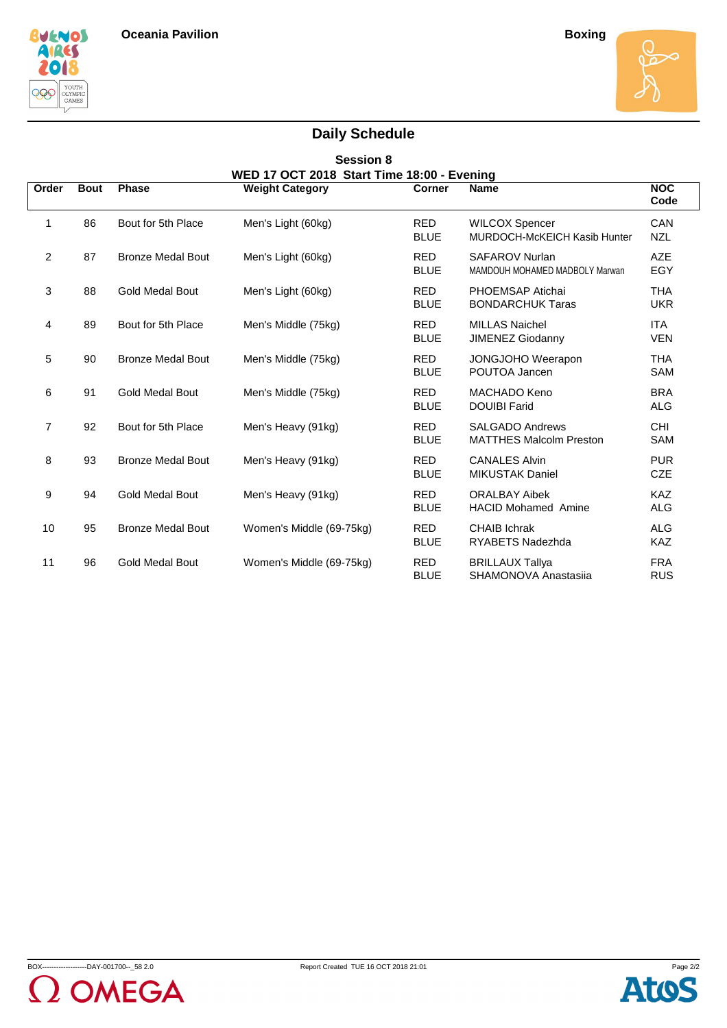Oceania Pavilion

Boxing

## Daily Schedule

### Session 8

**WED 17 OCT 2018 Start Time 18:00 - Evening**

| Order | Bout | Phase | Weight Category | Corner | Name | NOC Code |
|---|---|---|---|---|---|---|
| 1 | 86 | Bout for 5th Place | Men's Light (60kg) | RED | WILCOX Spencer | CAN |
| | | | | BLUE | MURDOCH-McKEICH Kasib Hunter | NZL |
| 2 | 87 | Bronze Medal Bout | Men's Light (60kg) | RED | SAFAROV Nurlan | AZE |
| | | | | BLUE | MAMDOUH MOHAMED MADBOLY Marwan | EGY |
| 3 | 88 | Gold Medal Bout | Men's Light (60kg) | RED | PHOEMSAP Atichai | THA |
| | | | | BLUE | BONDARCHUK Taras | UKR |
| 4 | 89 | Bout for 5th Place | Men's Middle (75kg) | RED | MILLAS Naichel | ITA |
| | | | | BLUE | JIMENEZ Giodanny | VEN |
| 5 | 90 | Bronze Medal Bout | Men's Middle (75kg) | RED | JONGJOHO Weerapon | THA |
| | | | | BLUE | POUTOA Jancen | SAM |
| 6 | 91 | Gold Medal Bout | Men's Middle (75kg) | RED | MACHADO Keno | BRA |
| | | | | BLUE | DOUIBI Farid | ALG |
| 7 | 92 | Bout for 5th Place | Men's Heavy (91kg) | RED | SALGADO Andrews | CHI |
| | | | | BLUE | MATTHES Malcolm Preston | SAM |
| 8 | 93 | Bronze Medal Bout | Men's Heavy (91kg) | RED | CANALES Alvin | PUR |
| | | | | BLUE | MIKUSTAK Daniel | CZE |
| 9 | 94 | Gold Medal Bout | Men's Heavy (91kg) | RED | ORALBAY Aibek | KAZ |
| | | | | BLUE | HACID Mohamed Amine | ALG |
| 10 | 95 | Bronze Medal Bout | Women's Middle (69-75kg) | RED | CHAIB Ichrak | ALG |
| | | | | BLUE | RYABETS Nadezhda | KAZ |
| 11 | 96 | Gold Medal Bout | Women's Middle (69-75kg) | RED | BRILLAUX Tallya | FRA |
| | | | | BLUE | SHAMONOVA Anastasiia | RUS |

BOX-------------------DAY-001700--_58 2.0

Report Created TUE 16 OCT 2018 21:01